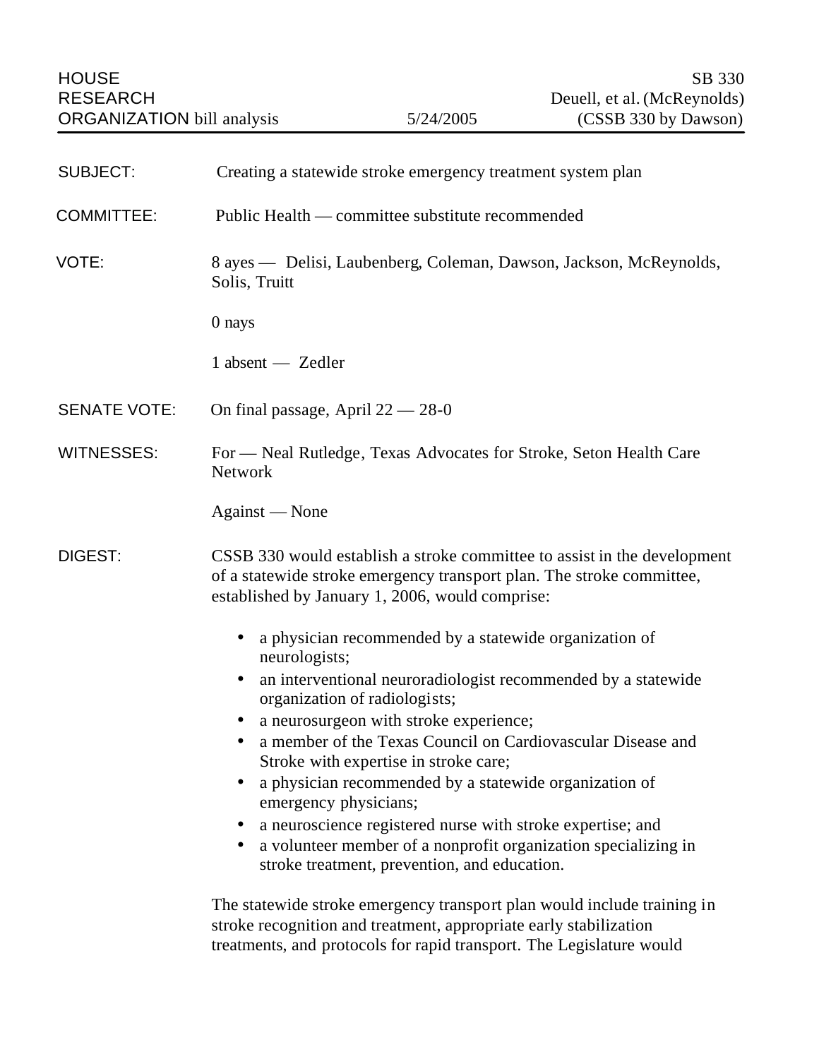HOUSE RESEARCH ORGANIZATION bill analysis | 5/24/2005 | SB 330 Deuell, et al. (McReynolds) (CSSB 330 by Dawson)

**SUBJECT:** Creating a statewide stroke emergency treatment system plan

**COMMITTEE:** Public Health — committee substitute recommended

**VOTE:** 8 ayes — Delisi, Laubenberg, Coleman, Dawson, Jackson, McReynolds, Solis, Truitt

0 nays

1 absent — Zedler

**SENATE VOTE:** On final passage, April 22 — 28-0

**WITNESSES:** For — Neal Rutledge, Texas Advocates for Stroke, Seton Health Care Network

Against — None

**DIGEST:** CSSB 330 would establish a stroke committee to assist in the development of a statewide stroke emergency transport plan. The stroke committee, established by January 1, 2006, would comprise:

- a physician recommended by a statewide organization of neurologists;
- an interventional neuroradiologist recommended by a statewide organization of radiologists;
- a neurosurgeon with stroke experience;
- a member of the Texas Council on Cardiovascular Disease and Stroke with expertise in stroke care;
- a physician recommended by a statewide organization of emergency physicians;
- a neuroscience registered nurse with stroke expertise; and
- a volunteer member of a nonprofit organization specializing in stroke treatment, prevention, and education.

The statewide stroke emergency transport plan would include training in stroke recognition and treatment, appropriate early stabilization treatments, and protocols for rapid transport. The Legislature would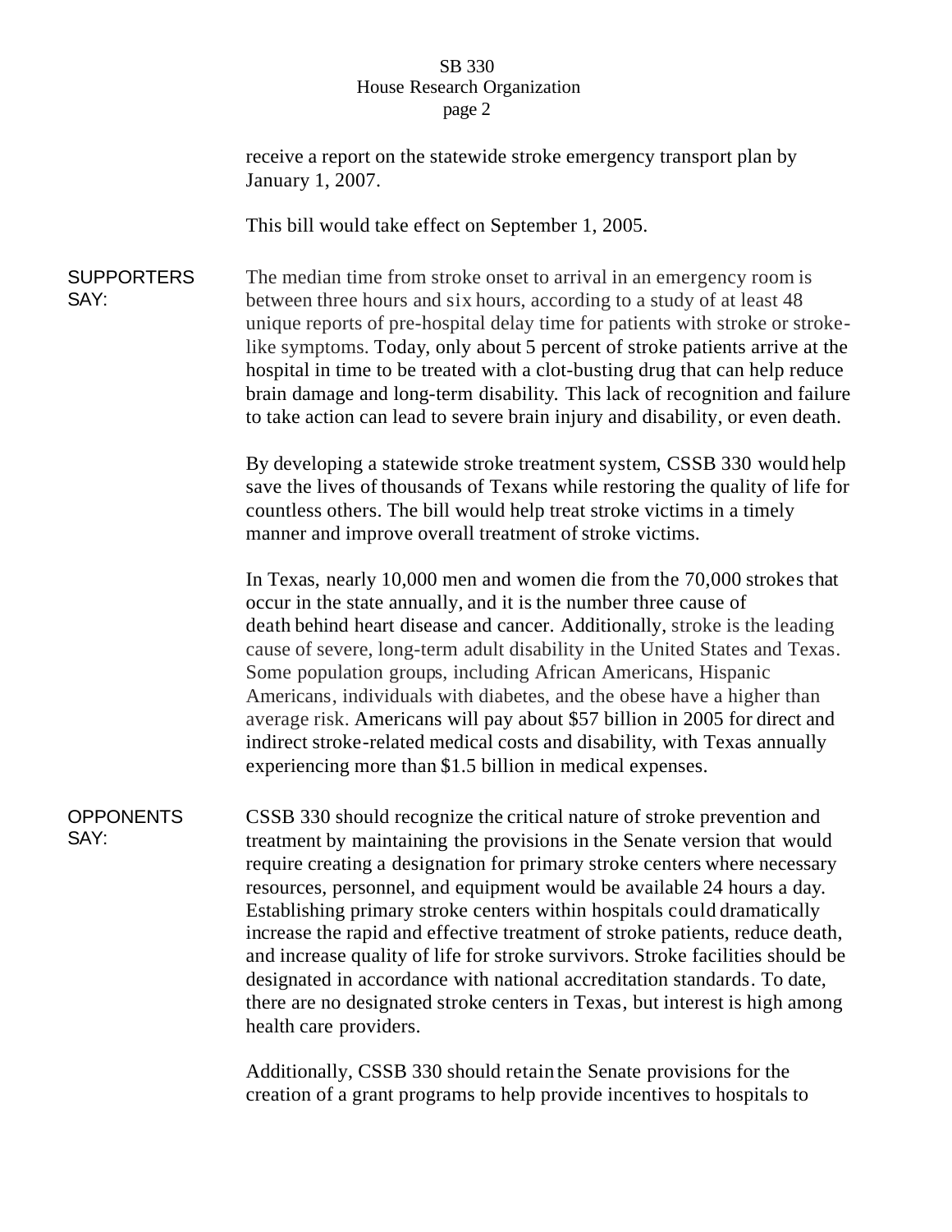receive a report on the statewide stroke emergency transport plan by January 1, 2007.

This bill would take effect on September 1, 2005.

**SUPPORTERS SAY:**

The median time from stroke onset to arrival in an emergency room is between three hours and six hours, according to a study of at least 48 unique reports of pre-hospital delay time for patients with stroke or stroke-like symptoms. Today, only about 5 percent of stroke patients arrive at the hospital in time to be treated with a clot-busting drug that can help reduce brain damage and long-term disability. This lack of recognition and failure to take action can lead to severe brain injury and disability, or even death.

By developing a statewide stroke treatment system, CSSB 330 would help save the lives of thousands of Texans while restoring the quality of life for countless others. The bill would help treat stroke victims in a timely manner and improve overall treatment of stroke victims.

In Texas, nearly 10,000 men and women die from the 70,000 strokes that occur in the state annually, and it is the number three cause of death behind heart disease and cancer. Additionally, stroke is the leading cause of severe, long-term adult disability in the United States and Texas. Some population groups, including African Americans, Hispanic Americans, individuals with diabetes, and the obese have a higher than average risk. Americans will pay about $57 billion in 2005 for direct and indirect stroke-related medical costs and disability, with Texas annually experiencing more than $1.5 billion in medical expenses.

**OPPONENTS SAY:**

CSSB 330 should recognize the critical nature of stroke prevention and treatment by maintaining the provisions in the Senate version that would require creating a designation for primary stroke centers where necessary resources, personnel, and equipment would be available 24 hours a day. Establishing primary stroke centers within hospitals could dramatically increase the rapid and effective treatment of stroke patients, reduce death, and increase quality of life for stroke survivors. Stroke facilities should be designated in accordance with national accreditation standards. To date, there are no designated stroke centers in Texas, but interest is high among health care providers.

Additionally, CSSB 330 should retain the Senate provisions for the creation of a grant programs to help provide incentives to hospitals to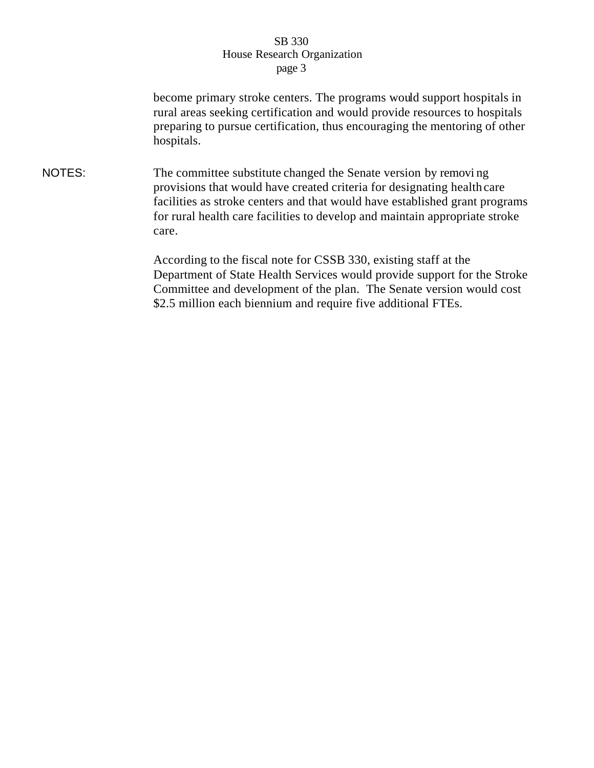become primary stroke centers. The programs would support hospitals in rural areas seeking certification and would provide resources to hospitals preparing to pursue certification, thus encouraging the mentoring of other hospitals.

**NOTES:** The committee substitute changed the Senate version by removing provisions that would have created criteria for designating health care facilities as stroke centers and that would have established grant programs for rural health care facilities to develop and maintain appropriate stroke care.

According to the fiscal note for CSSB 330, existing staff at the Department of State Health Services would provide support for the Stroke Committee and development of the plan. The Senate version would cost $2.5 million each biennium and require five additional FTEs.